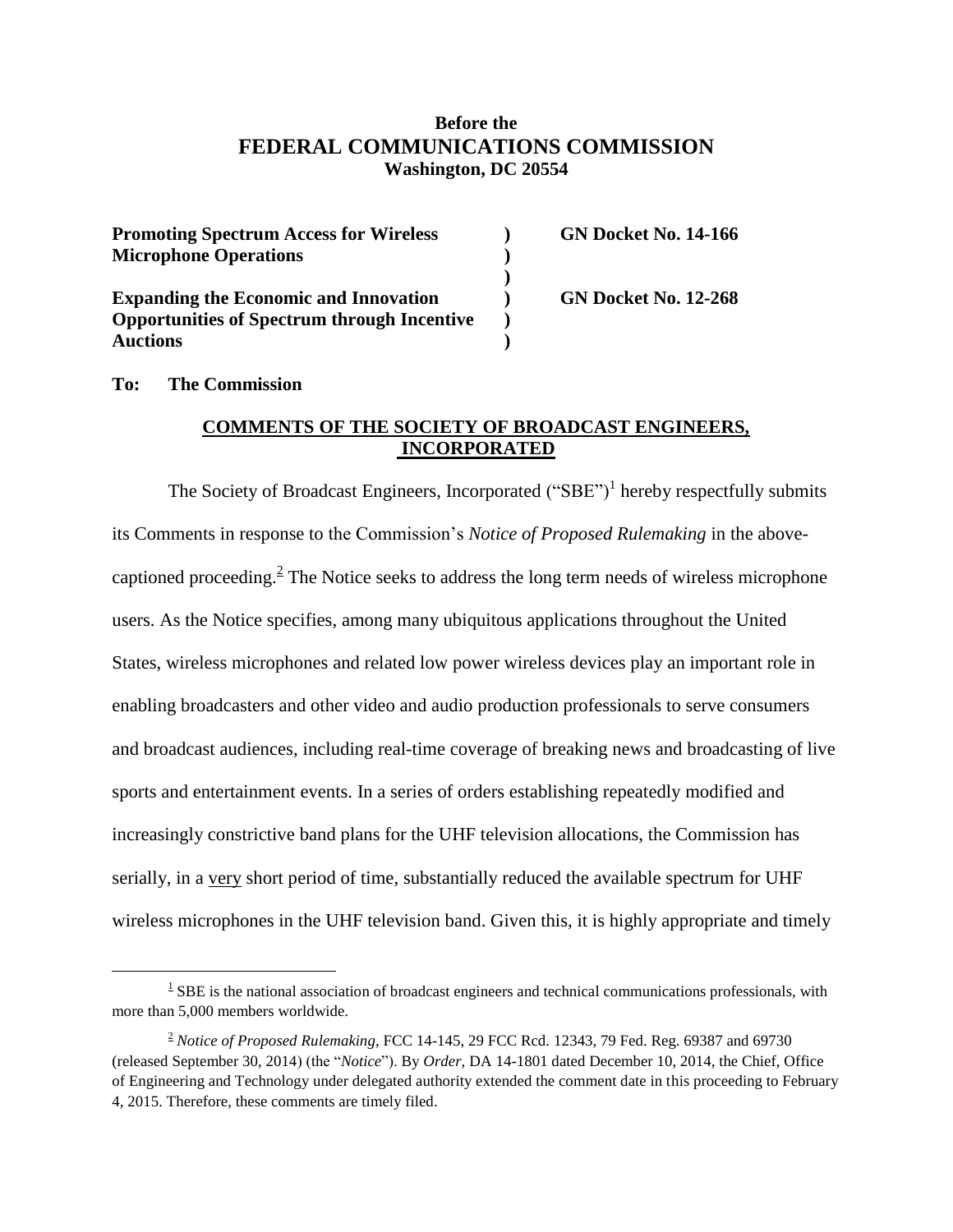**Before the**
# FEDERAL COMMUNICATIONS COMMISSION
**Washington, DC 20554**

| | | |
|---|---|---|
| **Promoting Spectrum Access for Wireless Microphone Operations** | ) ) ) | **GN Docket No. 14-166** |
| **Expanding the Economic and Innovation Opportunities of Spectrum through Incentive Auctions** | ) ) ) | **GN Docket No. 12-268** |

**To: The Commission**

## COMMENTS OF THE SOCIETY OF BROADCAST ENGINEERS, INCORPORATED

The Society of Broadcast Engineers, Incorporated ("SBE")[1] hereby respectfully submits its Comments in response to the Commission's *Notice of Proposed Rulemaking* in the above-captioned proceeding.[2] The Notice seeks to address the long term needs of wireless microphone users. As the Notice specifies, among many ubiquitous applications throughout the United States, wireless microphones and related low power wireless devices play an important role in enabling broadcasters and other video and audio production professionals to serve consumers and broadcast audiences, including real-time coverage of breaking news and broadcasting of live sports and entertainment events. In a series of orders establishing repeatedly modified and increasingly constrictive band plans for the UHF television allocations, the Commission has serially, in a <u>very</u> short period of time, substantially reduced the available spectrum for UHF wireless microphones in the UHF television band. Given this, it is highly appropriate and timely

---

[1] SBE is the national association of broadcast engineers and technical communications professionals, with more than 5,000 members worldwide.

[2] *Notice of Proposed Rulemaking*, FCC 14-145, 29 FCC Rcd. 12343, 79 Fed. Reg. 69387 and 69730 (released September 30, 2014) (the "*Notice*"). By *Order*, DA 14-1801 dated December 10, 2014, the Chief, Office of Engineering and Technology under delegated authority extended the comment date in this proceeding to February 4, 2015. Therefore, these comments are timely filed.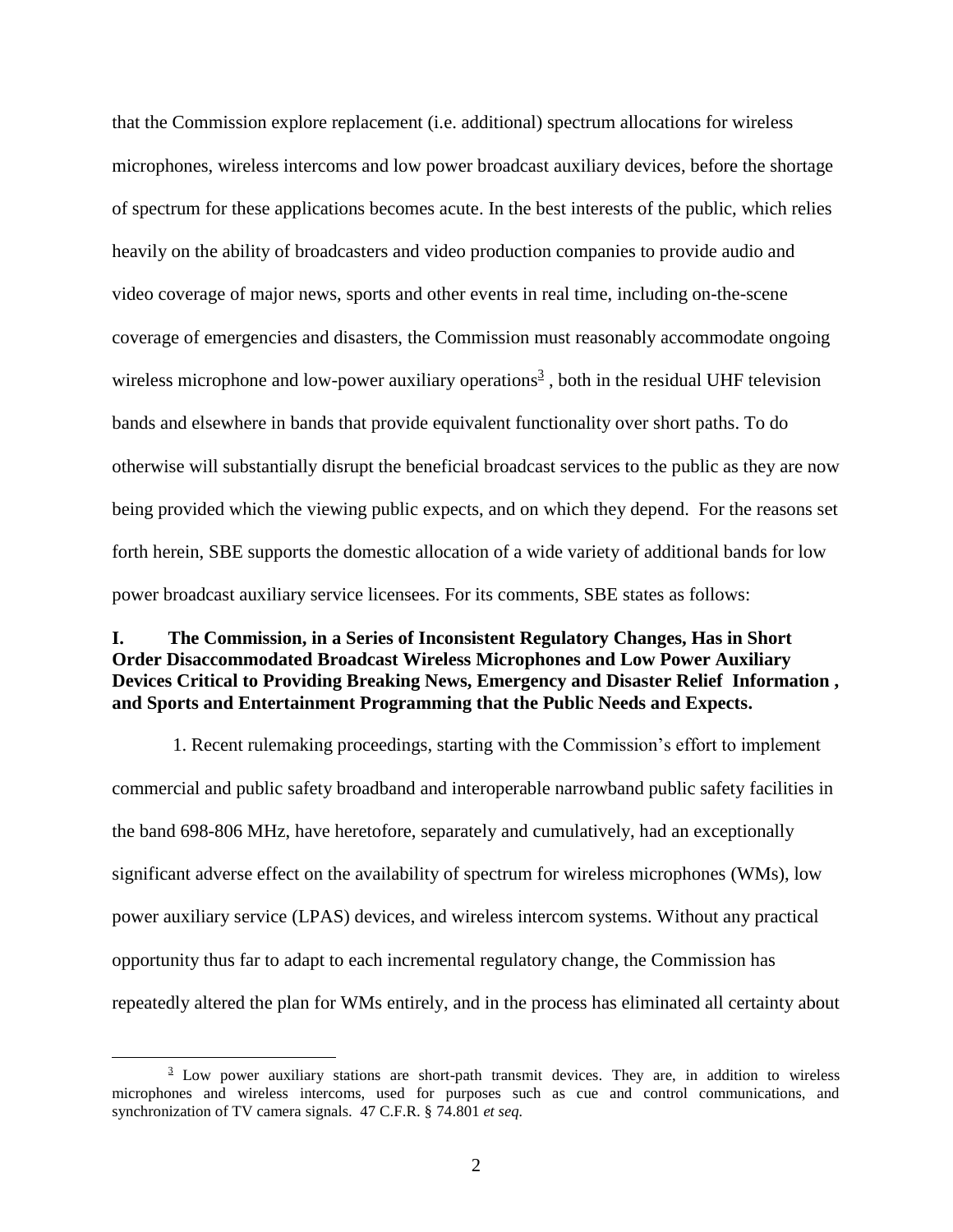that the Commission explore replacement (i.e. additional) spectrum allocations for wireless microphones, wireless intercoms and low power broadcast auxiliary devices, before the shortage of spectrum for these applications becomes acute. In the best interests of the public, which relies heavily on the ability of broadcasters and video production companies to provide audio and video coverage of major news, sports and other events in real time, including on-the-scene coverage of emergencies and disasters, the Commission must reasonably accommodate ongoing wireless microphone and low-power auxiliary operations[3] , both in the residual UHF television bands and elsewhere in bands that provide equivalent functionality over short paths. To do otherwise will substantially disrupt the beneficial broadcast services to the public as they are now being provided which the viewing public expects, and on which they depend. For the reasons set forth herein, SBE supports the domestic allocation of a wide variety of additional bands for low power broadcast auxiliary service licensees. For its comments, SBE states as follows:

## I. The Commission, in a Series of Inconsistent Regulatory Changes, Has in Short Order Disaccommodated Broadcast Wireless Microphones and Low Power Auxiliary Devices Critical to Providing Breaking News, Emergency and Disaster Relief Information , and Sports and Entertainment Programming that the Public Needs and Expects.

1. Recent rulemaking proceedings, starting with the Commission's effort to implement commercial and public safety broadband and interoperable narrowband public safety facilities in the band 698-806 MHz, have heretofore, separately and cumulatively, had an exceptionally significant adverse effect on the availability of spectrum for wireless microphones (WMs), low power auxiliary service (LPAS) devices, and wireless intercom systems. Without any practical opportunity thus far to adapt to each incremental regulatory change, the Commission has repeatedly altered the plan for WMs entirely, and in the process has eliminated all certainty about

[3] Low power auxiliary stations are short-path transmit devices. They are, in addition to wireless microphones and wireless intercoms, used for purposes such as cue and control communications, and synchronization of TV camera signals. 47 C.F.R. § 74.801 *et seq.*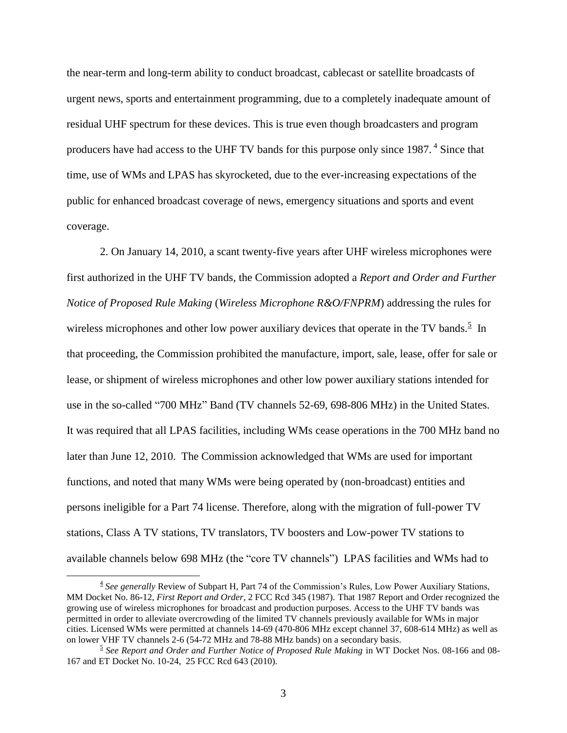the near-term and long-term ability to conduct broadcast, cablecast or satellite broadcasts of urgent news, sports and entertainment programming, due to a completely inadequate amount of residual UHF spectrum for these devices. This is true even though broadcasters and program producers have had access to the UHF TV bands for this purpose only since 1987. [4] Since that time, use of WMs and LPAS has skyrocketed, due to the ever-increasing expectations of the public for enhanced broadcast coverage of news, emergency situations and sports and event coverage.

2. On January 14, 2010, a scant twenty-five years after UHF wireless microphones were first authorized in the UHF TV bands, the Commission adopted a *Report and Order and Further Notice of Proposed Rule Making* (*Wireless Microphone R&O/FNPRM*) addressing the rules for wireless microphones and other low power auxiliary devices that operate in the TV bands.[5] In that proceeding, the Commission prohibited the manufacture, import, sale, lease, offer for sale or lease, or shipment of wireless microphones and other low power auxiliary stations intended for use in the so-called "700 MHz" Band (TV channels 52-69, 698-806 MHz) in the United States. It was required that all LPAS facilities, including WMs cease operations in the 700 MHz band no later than June 12, 2010. The Commission acknowledged that WMs are used for important functions, and noted that many WMs were being operated by (non-broadcast) entities and persons ineligible for a Part 74 license. Therefore, along with the migration of full-power TV stations, Class A TV stations, TV translators, TV boosters and Low-power TV stations to available channels below 698 MHz (the "core TV channels") LPAS facilities and WMs had to

---

[4] *See generally* Review of Subpart H, Part 74 of the Commission's Rules, Low Power Auxiliary Stations, MM Docket No. 86-12, *First Report and Order*, 2 FCC Rcd 345 (1987). That 1987 Report and Order recognized the growing use of wireless microphones for broadcast and production purposes. Access to the UHF TV bands was permitted in order to alleviate overcrowding of the limited TV channels previously available for WMs in major cities. Licensed WMs were permitted at channels 14-69 (470-806 MHz except channel 37, 608-614 MHz) as well as on lower VHF TV channels 2-6 (54-72 MHz and 78-88 MHz bands) on a secondary basis.

[5] *See Report and Order and Further Notice of Proposed Rule Making* in WT Docket Nos. 08-166 and 08-167 and ET Docket No. 10-24, 25 FCC Rcd 643 (2010).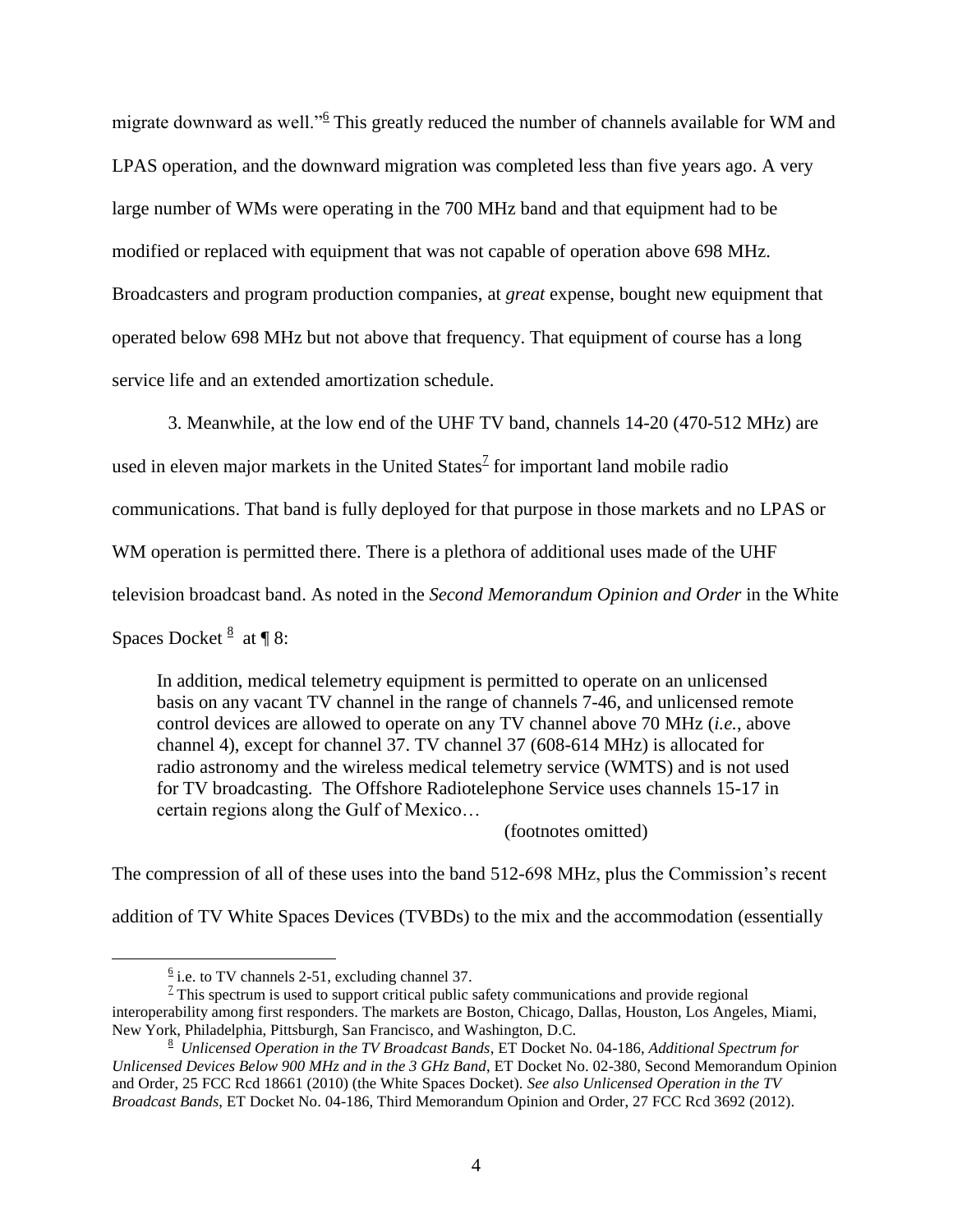migrate downward as well."[6] This greatly reduced the number of channels available for WM and LPAS operation, and the downward migration was completed less than five years ago. A very large number of WMs were operating in the 700 MHz band and that equipment had to be modified or replaced with equipment that was not capable of operation above 698 MHz. Broadcasters and program production companies, at *great* expense, bought new equipment that operated below 698 MHz but not above that frequency. That equipment of course has a long service life and an extended amortization schedule.

3. Meanwhile, at the low end of the UHF TV band, channels 14-20 (470-512 MHz) are used in eleven major markets in the United States[7] for important land mobile radio communications. That band is fully deployed for that purpose in those markets and no LPAS or WM operation is permitted there. There is a plethora of additional uses made of the UHF television broadcast band. As noted in the *Second Memorandum Opinion and Order* in the White Spaces Docket [8] at ¶ 8:

> In addition, medical telemetry equipment is permitted to operate on an unlicensed basis on any vacant TV channel in the range of channels 7-46, and unlicensed remote control devices are allowed to operate on any TV channel above 70 MHz (*i.e.*, above channel 4), except for channel 37. TV channel 37 (608-614 MHz) is allocated for radio astronomy and the wireless medical telemetry service (WMTS) and is not used for TV broadcasting. The Offshore Radiotelephone Service uses channels 15-17 in certain regions along the Gulf of Mexico…
>
> (footnotes omitted)

The compression of all of these uses into the band 512-698 MHz, plus the Commission's recent addition of TV White Spaces Devices (TVBDs) to the mix and the accommodation (essentially

---

[6] i.e. to TV channels 2-51, excluding channel 37.

[7] This spectrum is used to support critical public safety communications and provide regional interoperability among first responders. The markets are Boston, Chicago, Dallas, Houston, Los Angeles, Miami, New York, Philadelphia, Pittsburgh, San Francisco, and Washington, D.C.

[8] *Unlicensed Operation in the TV Broadcast Bands*, ET Docket No. 04-186, *Additional Spectrum for Unlicensed Devices Below 900 MHz and in the 3 GHz Band*, ET Docket No. 02-380, Second Memorandum Opinion and Order, 25 FCC Rcd 18661 (2010) (the White Spaces Docket). *See also Unlicensed Operation in the TV Broadcast Bands*, ET Docket No. 04-186, Third Memorandum Opinion and Order, 27 FCC Rcd 3692 (2012).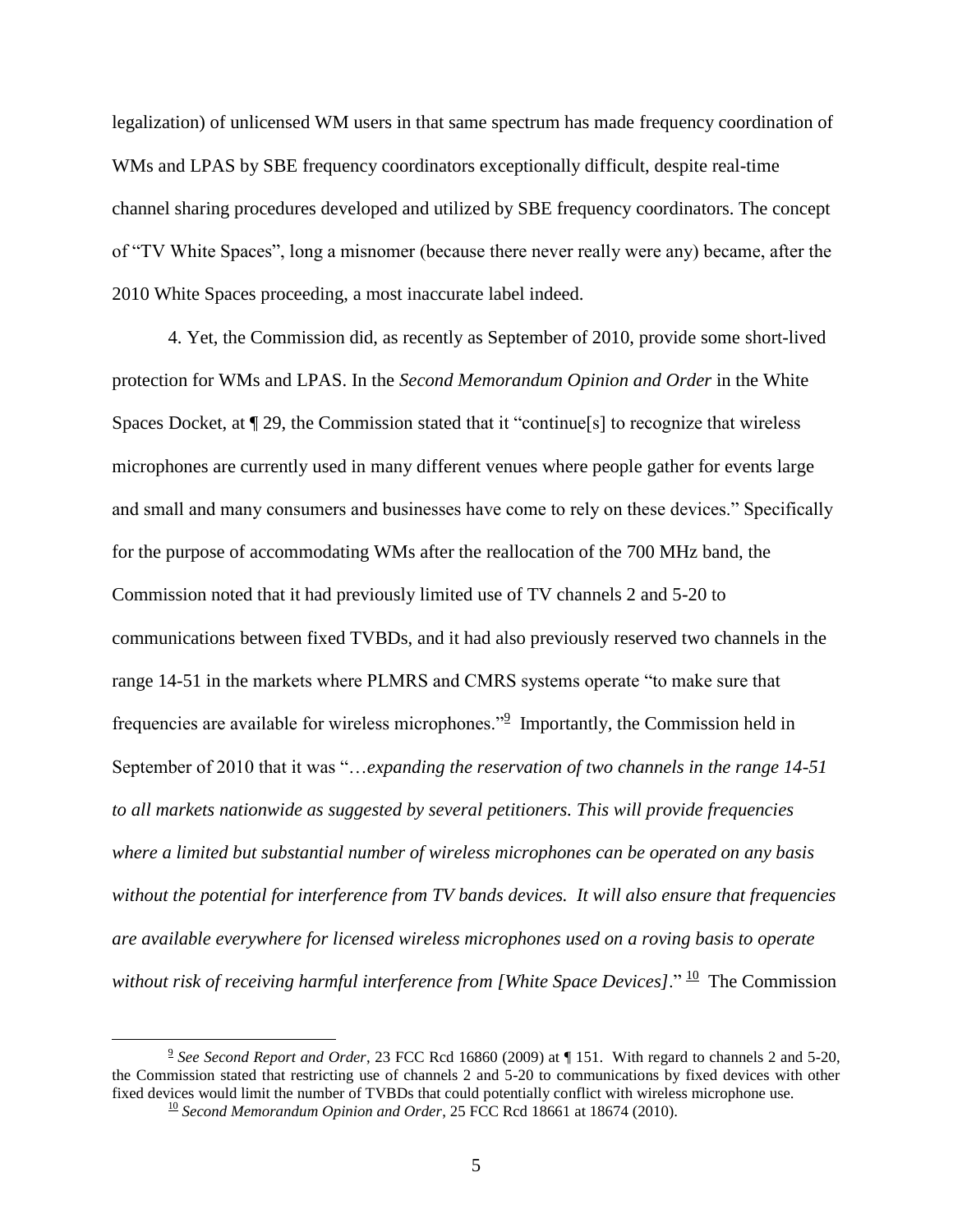legalization) of unlicensed WM users in that same spectrum has made frequency coordination of WMs and LPAS by SBE frequency coordinators exceptionally difficult, despite real-time channel sharing procedures developed and utilized by SBE frequency coordinators. The concept of "TV White Spaces", long a misnomer (because there never really were any) became, after the 2010 White Spaces proceeding, a most inaccurate label indeed.

4. Yet, the Commission did, as recently as September of 2010, provide some short-lived protection for WMs and LPAS. In the *Second Memorandum Opinion and Order* in the White Spaces Docket, at ¶ 29, the Commission stated that it "continue[s] to recognize that wireless microphones are currently used in many different venues where people gather for events large and small and many consumers and businesses have come to rely on these devices." Specifically for the purpose of accommodating WMs after the reallocation of the 700 MHz band, the Commission noted that it had previously limited use of TV channels 2 and 5-20 to communications between fixed TVBDs, and it had also previously reserved two channels in the range 14-51 in the markets where PLMRS and CMRS systems operate "to make sure that frequencies are available for wireless microphones."[9] Importantly, the Commission held in September of 2010 that it was "…*expanding the reservation of two channels in the range 14-51 to all markets nationwide as suggested by several petitioners. This will provide frequencies where a limited but substantial number of wireless microphones can be operated on any basis without the potential for interference from TV bands devices. It will also ensure that frequencies are available everywhere for licensed wireless microphones used on a roving basis to operate without risk of receiving harmful interference from [White Space Devices]*."[10] The Commission

---

[9] *See Second Report and Order*, 23 FCC Rcd 16860 (2009) at ¶ 151. With regard to channels 2 and 5-20, the Commission stated that restricting use of channels 2 and 5-20 to communications by fixed devices with other fixed devices would limit the number of TVBDs that could potentially conflict with wireless microphone use.

[10] *Second Memorandum Opinion and Order*, 25 FCC Rcd 18661 at 18674 (2010).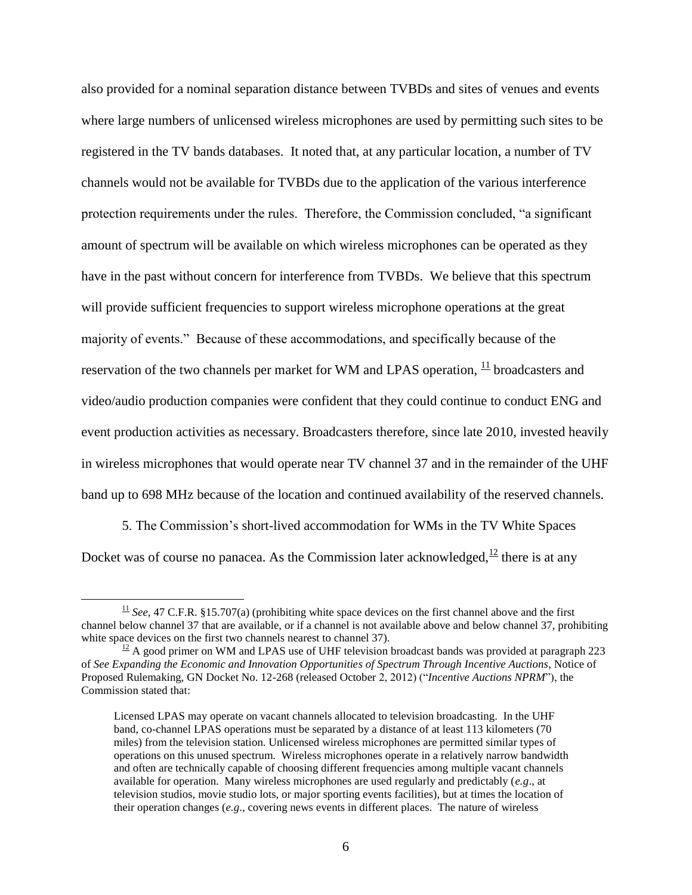also provided for a nominal separation distance between TVBDs and sites of venues and events where large numbers of unlicensed wireless microphones are used by permitting such sites to be registered in the TV bands databases. It noted that, at any particular location, a number of TV channels would not be available for TVBDs due to the application of the various interference protection requirements under the rules. Therefore, the Commission concluded, "a significant amount of spectrum will be available on which wireless microphones can be operated as they have in the past without concern for interference from TVBDs. We believe that this spectrum will provide sufficient frequencies to support wireless microphone operations at the great majority of events." Because of these accommodations, and specifically because of the reservation of the two channels per market for WM and LPAS operation, [11] broadcasters and video/audio production companies were confident that they could continue to conduct ENG and event production activities as necessary. Broadcasters therefore, since late 2010, invested heavily in wireless microphones that would operate near TV channel 37 and in the remainder of the UHF band up to 698 MHz because of the location and continued availability of the reserved channels.

5. The Commission's short-lived accommodation for WMs in the TV White Spaces Docket was of course no panacea. As the Commission later acknowledged,[12] there is at any

---

[11] *See,* 47 C.F.R. §15.707(a) (prohibiting white space devices on the first channel above and the first channel below channel 37 that are available, or if a channel is not available above and below channel 37, prohibiting white space devices on the first two channels nearest to channel 37).

[12] A good primer on WM and LPAS use of UHF television broadcast bands was provided at paragraph 223 of *See Expanding the Economic and Innovation Opportunities of Spectrum Through Incentive Auctions*, Notice of Proposed Rulemaking, GN Docket No. 12-268 (released October 2, 2012) ("*Incentive Auctions NPRM*"), the Commission stated that:

> Licensed LPAS may operate on vacant channels allocated to television broadcasting. In the UHF band, co-channel LPAS operations must be separated by a distance of at least 113 kilometers (70 miles) from the television station. Unlicensed wireless microphones are permitted similar types of operations on this unused spectrum. Wireless microphones operate in a relatively narrow bandwidth and often are technically capable of choosing different frequencies among multiple vacant channels available for operation. Many wireless microphones are used regularly and predictably (*e.g*., at television studios, movie studio lots, or major sporting events facilities), but at times the location of their operation changes (*e.g*., covering news events in different places. The nature of wireless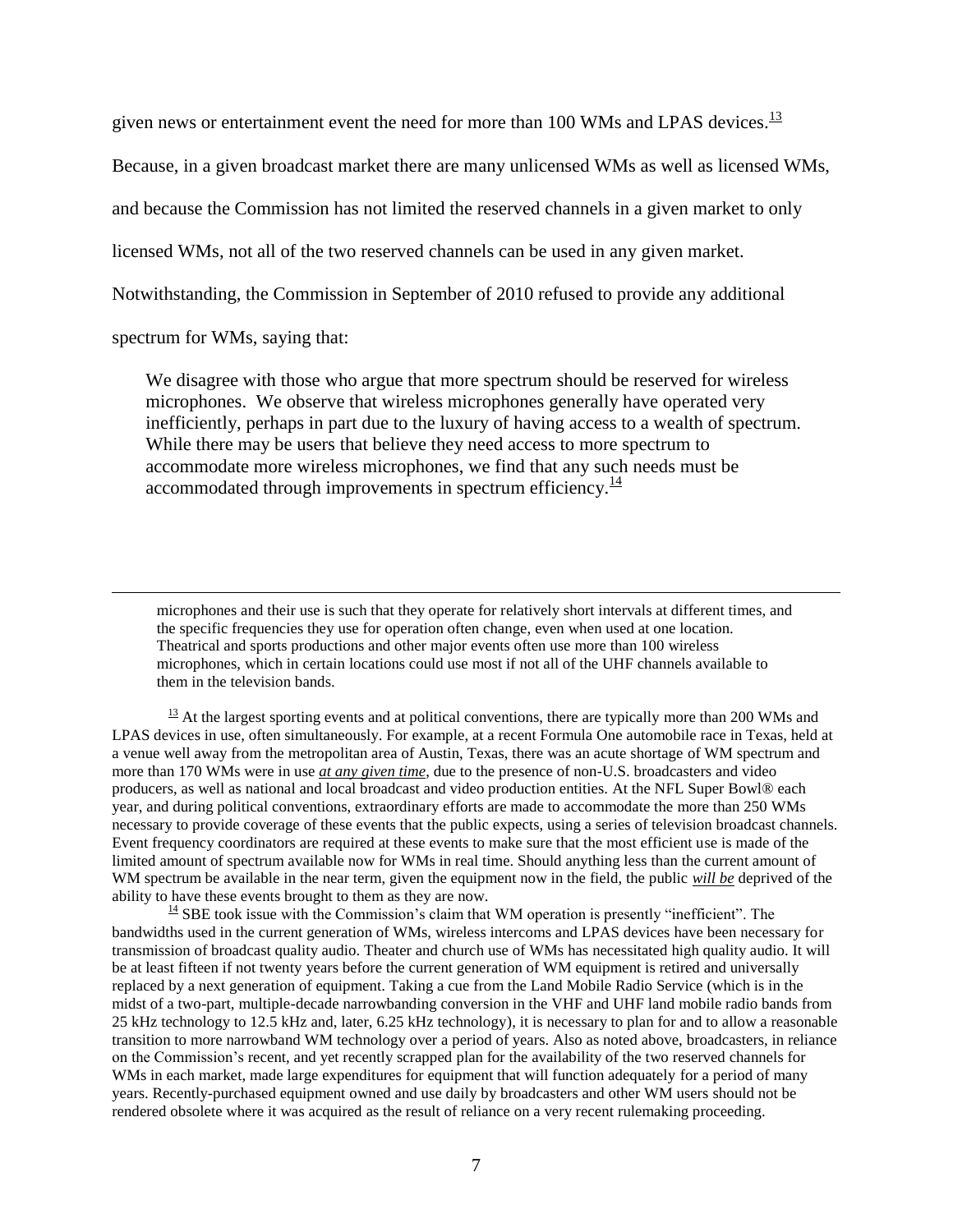given news or entertainment event the need for more than 100 WMs and LPAS devices.[13]

Because, in a given broadcast market there are many unlicensed WMs as well as licensed WMs, and because the Commission has not limited the reserved channels in a given market to only licensed WMs, not all of the two reserved channels can be used in any given market. Notwithstanding, the Commission in September of 2010 refused to provide any additional spectrum for WMs, saying that:

> We disagree with those who argue that more spectrum should be reserved for wireless microphones. We observe that wireless microphones generally have operated very inefficiently, perhaps in part due to the luxury of having access to a wealth of spectrum. While there may be users that believe they need access to more spectrum to accommodate more wireless microphones, we find that any such needs must be accommodated through improvements in spectrum efficiency.[14]

---

microphones and their use is such that they operate for relatively short intervals at different times, and the specific frequencies they use for operation often change, even when used at one location. Theatrical and sports productions and other major events often use more than 100 wireless microphones, which in certain locations could use most if not all of the UHF channels available to them in the television bands.

[13] At the largest sporting events and at political conventions, there are typically more than 200 WMs and LPAS devices in use, often simultaneously. For example, at a recent Formula One automobile race in Texas, held at a venue well away from the metropolitan area of Austin, Texas, there was an acute shortage of WM spectrum and more than 170 WMs were in use ***at any given time***, due to the presence of non-U.S. broadcasters and video producers, as well as national and local broadcast and video production entities. At the NFL Super Bowl® each year, and during political conventions, extraordinary efforts are made to accommodate the more than 250 WMs necessary to provide coverage of these events that the public expects, using a series of television broadcast channels. Event frequency coordinators are required at these events to make sure that the most efficient use is made of the limited amount of spectrum available now for WMs in real time. Should anything less than the current amount of WM spectrum be available in the near term, given the equipment now in the field, the public ***will be*** deprived of the ability to have these events brought to them as they are now.

[14] SBE took issue with the Commission's claim that WM operation is presently "inefficient". The bandwidths used in the current generation of WMs, wireless intercoms and LPAS devices have been necessary for transmission of broadcast quality audio. Theater and church use of WMs has necessitated high quality audio. It will be at least fifteen if not twenty years before the current generation of WM equipment is retired and universally replaced by a next generation of equipment. Taking a cue from the Land Mobile Radio Service (which is in the midst of a two-part, multiple-decade narrowbanding conversion in the VHF and UHF land mobile radio bands from 25 kHz technology to 12.5 kHz and, later, 6.25 kHz technology), it is necessary to plan for and to allow a reasonable transition to more narrowband WM technology over a period of years. Also as noted above, broadcasters, in reliance on the Commission's recent, and yet recently scrapped plan for the availability of the two reserved channels for WMs in each market, made large expenditures for equipment that will function adequately for a period of many years. Recently-purchased equipment owned and use daily by broadcasters and other WM users should not be rendered obsolete where it was acquired as the result of reliance on a very recent rulemaking proceeding.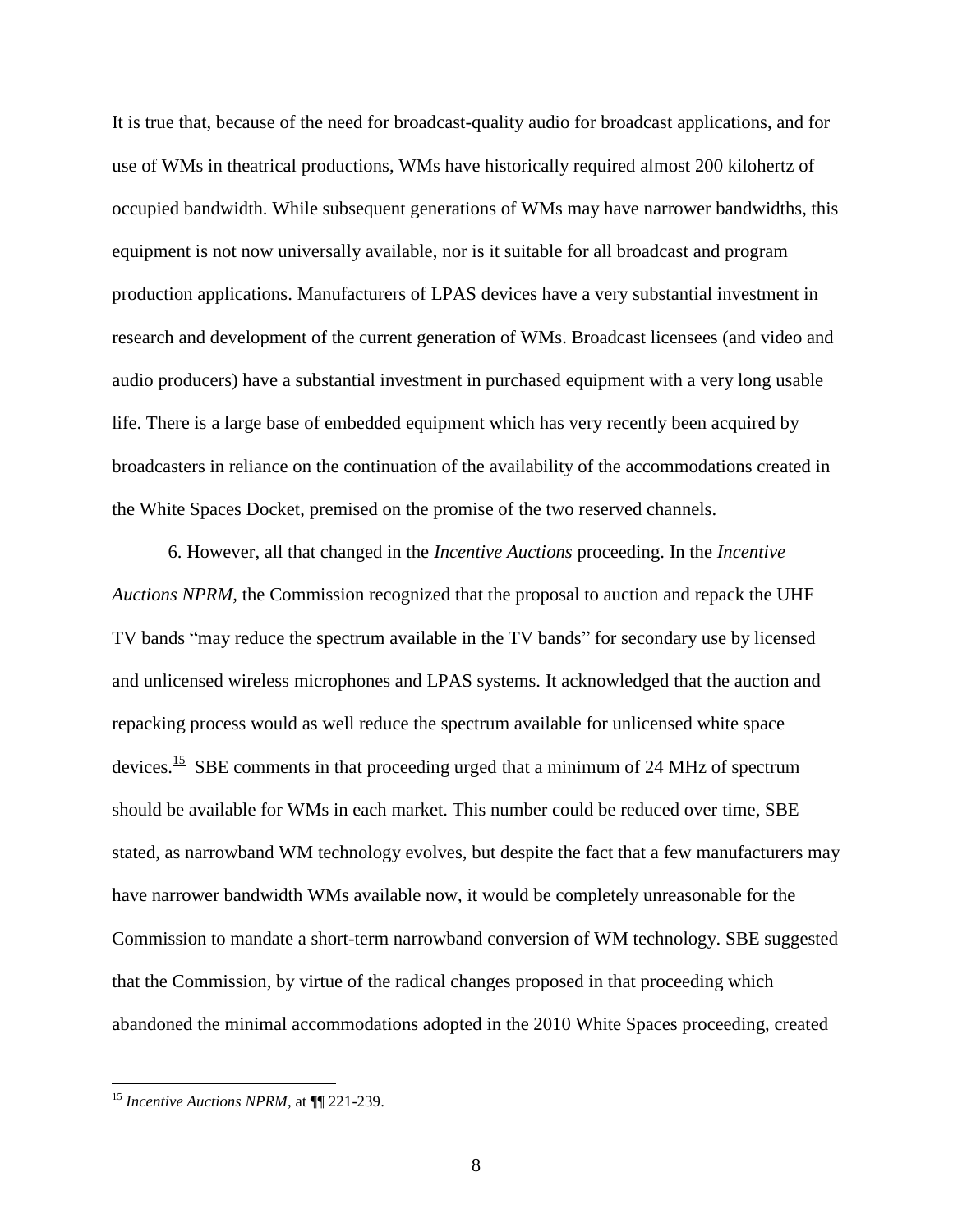It is true that, because of the need for broadcast-quality audio for broadcast applications, and for use of WMs in theatrical productions, WMs have historically required almost 200 kilohertz of occupied bandwidth. While subsequent generations of WMs may have narrower bandwidths, this equipment is not now universally available, nor is it suitable for all broadcast and program production applications. Manufacturers of LPAS devices have a very substantial investment in research and development of the current generation of WMs. Broadcast licensees (and video and audio producers) have a substantial investment in purchased equipment with a very long usable life. There is a large base of embedded equipment which has very recently been acquired by broadcasters in reliance on the continuation of the availability of the accommodations created in the White Spaces Docket, premised on the promise of the two reserved channels.

6. However, all that changed in the *Incentive Auctions* proceeding. In the *Incentive Auctions NPRM*, the Commission recognized that the proposal to auction and repack the UHF TV bands "may reduce the spectrum available in the TV bands" for secondary use by licensed and unlicensed wireless microphones and LPAS systems. It acknowledged that the auction and repacking process would as well reduce the spectrum available for unlicensed white space devices.[15] SBE comments in that proceeding urged that a minimum of 24 MHz of spectrum should be available for WMs in each market. This number could be reduced over time, SBE stated, as narrowband WM technology evolves, but despite the fact that a few manufacturers may have narrower bandwidth WMs available now, it would be completely unreasonable for the Commission to mandate a short-term narrowband conversion of WM technology. SBE suggested that the Commission, by virtue of the radical changes proposed in that proceeding which abandoned the minimal accommodations adopted in the 2010 White Spaces proceeding, created

---

[15] *Incentive Auctions NPRM*, at ¶¶ 221-239.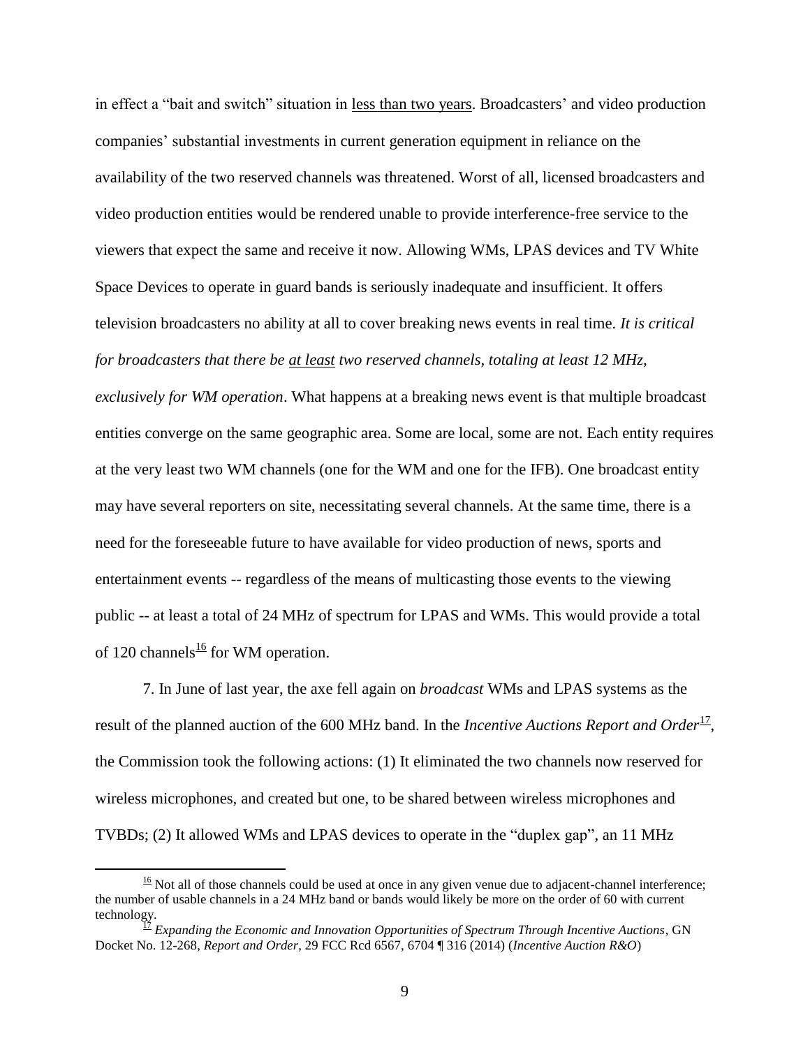in effect a "bait and switch" situation in <u>less than two years</u>. Broadcasters' and video production companies' substantial investments in current generation equipment in reliance on the availability of the two reserved channels was threatened. Worst of all, licensed broadcasters and video production entities would be rendered unable to provide interference-free service to the viewers that expect the same and receive it now. Allowing WMs, LPAS devices and TV White Space Devices to operate in guard bands is seriously inadequate and insufficient. It offers television broadcasters no ability at all to cover breaking news events in real time. *It is critical for broadcasters that there be <u>at least</u> two reserved channels, totaling at least 12 MHz, exclusively for WM operation*. What happens at a breaking news event is that multiple broadcast entities converge on the same geographic area. Some are local, some are not. Each entity requires at the very least two WM channels (one for the WM and one for the IFB). One broadcast entity may have several reporters on site, necessitating several channels. At the same time, there is a need for the foreseeable future to have available for video production of news, sports and entertainment events -- regardless of the means of multicasting those events to the viewing public -- at least a total of 24 MHz of spectrum for LPAS and WMs. This would provide a total of 120 channels[16] for WM operation.

7. In June of last year, the axe fell again on *broadcast* WMs and LPAS systems as the result of the planned auction of the 600 MHz band. In the *Incentive Auctions Report and Order*[17], the Commission took the following actions: (1) It eliminated the two channels now reserved for wireless microphones, and created but one, to be shared between wireless microphones and TVBDs; (2) It allowed WMs and LPAS devices to operate in the "duplex gap", an 11 MHz

[16] Not all of those channels could be used at once in any given venue due to adjacent-channel interference; the number of usable channels in a 24 MHz band or bands would likely be more on the order of 60 with current technology.

[17] *Expanding the Economic and Innovation Opportunities of Spectrum Through Incentive Auctions*, GN Docket No. 12-268, *Report and Order*, 29 FCC Rcd 6567, 6704 ¶ 316 (2014) (*Incentive Auction R&O*)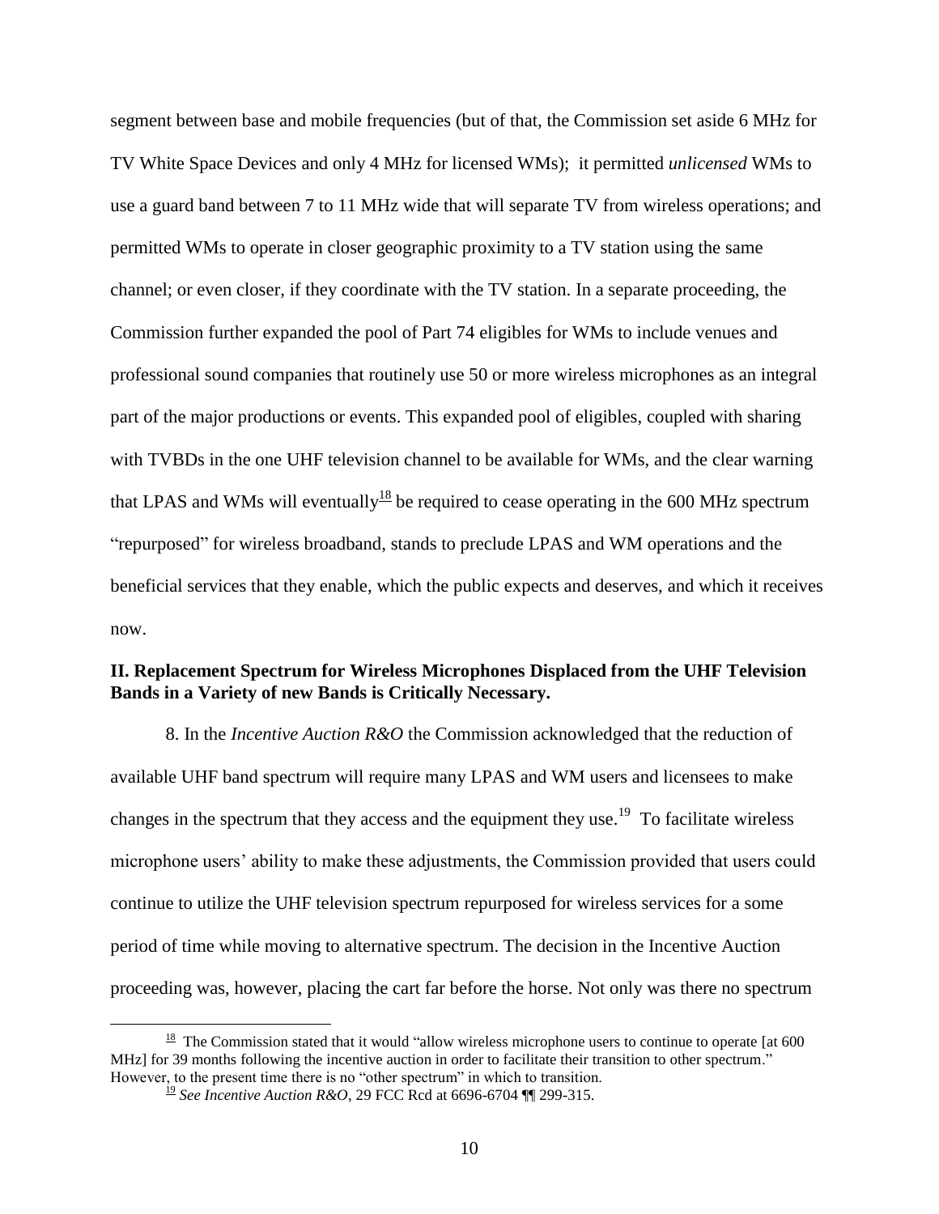segment between base and mobile frequencies (but of that, the Commission set aside 6 MHz for TV White Space Devices and only 4 MHz for licensed WMs); it permitted *unlicensed* WMs to use a guard band between 7 to 11 MHz wide that will separate TV from wireless operations; and permitted WMs to operate in closer geographic proximity to a TV station using the same channel; or even closer, if they coordinate with the TV station. In a separate proceeding, the Commission further expanded the pool of Part 74 eligibles for WMs to include venues and professional sound companies that routinely use 50 or more wireless microphones as an integral part of the major productions or events. This expanded pool of eligibles, coupled with sharing with TVBDs in the one UHF television channel to be available for WMs, and the clear warning that LPAS and WMs will eventually[18] be required to cease operating in the 600 MHz spectrum "repurposed" for wireless broadband, stands to preclude LPAS and WM operations and the beneficial services that they enable, which the public expects and deserves, and which it receives now.

**II. Replacement Spectrum for Wireless Microphones Displaced from the UHF Television Bands in a Variety of new Bands is Critically Necessary.**

8. In the *Incentive Auction R&O* the Commission acknowledged that the reduction of available UHF band spectrum will require many LPAS and WM users and licensees to make changes in the spectrum that they access and the equipment they use.[19] To facilitate wireless microphone users' ability to make these adjustments, the Commission provided that users could continue to utilize the UHF television spectrum repurposed for wireless services for a some period of time while moving to alternative spectrum. The decision in the Incentive Auction proceeding was, however, placing the cart far before the horse. Not only was there no spectrum

[18] The Commission stated that it would "allow wireless microphone users to continue to operate [at 600 MHz] for 39 months following the incentive auction in order to facilitate their transition to other spectrum." However, to the present time there is no "other spectrum" in which to transition.

[19] *See Incentive Auction R&O*, 29 FCC Rcd at 6696-6704 ¶¶ 299-315.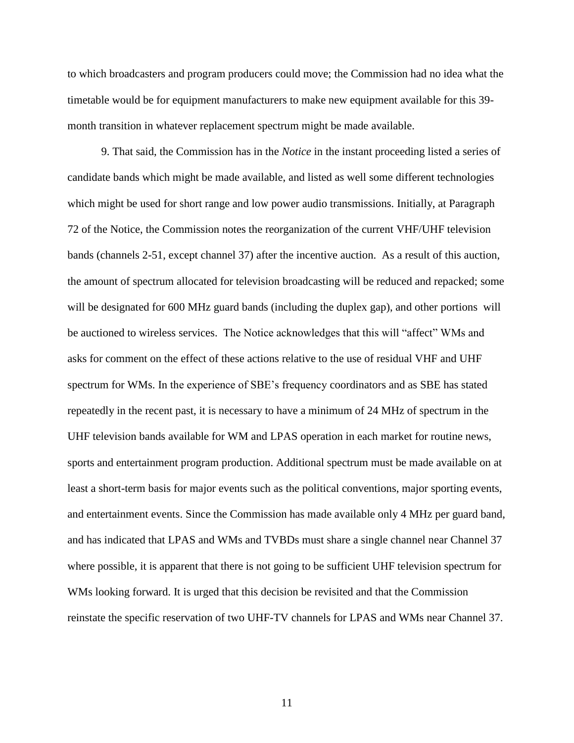to which broadcasters and program producers could move; the Commission had no idea what the timetable would be for equipment manufacturers to make new equipment available for this 39-month transition in whatever replacement spectrum might be made available.

9. That said, the Commission has in the *Notice* in the instant proceeding listed a series of candidate bands which might be made available, and listed as well some different technologies which might be used for short range and low power audio transmissions. Initially, at Paragraph 72 of the Notice, the Commission notes the reorganization of the current VHF/UHF television bands (channels 2-51, except channel 37) after the incentive auction. As a result of this auction, the amount of spectrum allocated for television broadcasting will be reduced and repacked; some will be designated for 600 MHz guard bands (including the duplex gap), and other portions will be auctioned to wireless services. The Notice acknowledges that this will "affect" WMs and asks for comment on the effect of these actions relative to the use of residual VHF and UHF spectrum for WMs. In the experience of SBE's frequency coordinators and as SBE has stated repeatedly in the recent past, it is necessary to have a minimum of 24 MHz of spectrum in the UHF television bands available for WM and LPAS operation in each market for routine news, sports and entertainment program production. Additional spectrum must be made available on at least a short-term basis for major events such as the political conventions, major sporting events, and entertainment events. Since the Commission has made available only 4 MHz per guard band, and has indicated that LPAS and WMs and TVBDs must share a single channel near Channel 37 where possible, it is apparent that there is not going to be sufficient UHF television spectrum for WMs looking forward. It is urged that this decision be revisited and that the Commission reinstate the specific reservation of two UHF-TV channels for LPAS and WMs near Channel 37.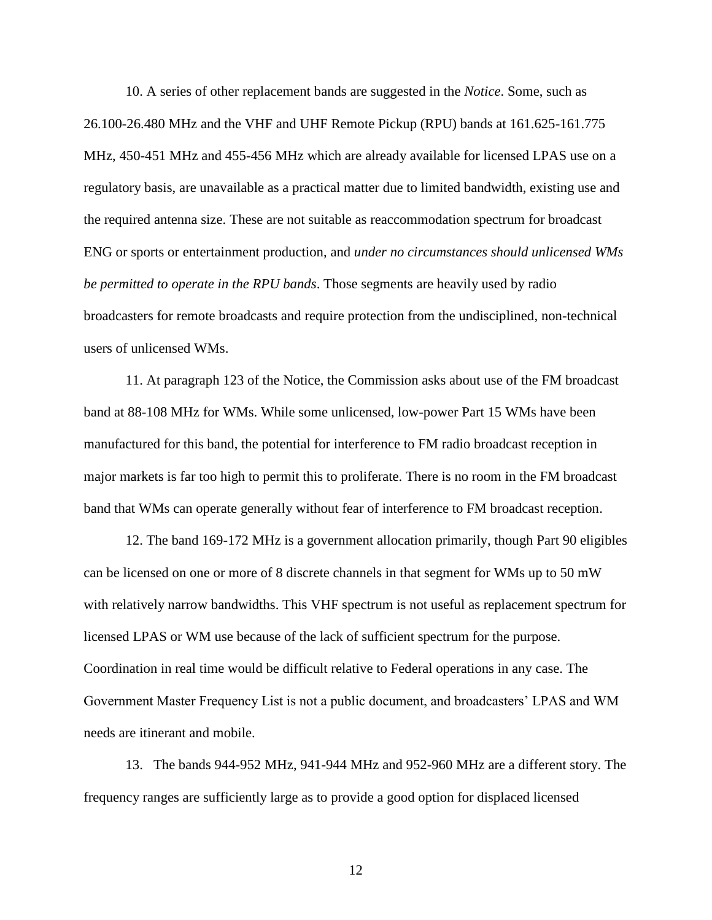10. A series of other replacement bands are suggested in the *Notice*. Some, such as 26.100-26.480 MHz and the VHF and UHF Remote Pickup (RPU) bands at 161.625-161.775 MHz, 450-451 MHz and 455-456 MHz which are already available for licensed LPAS use on a regulatory basis, are unavailable as a practical matter due to limited bandwidth, existing use and the required antenna size. These are not suitable as reaccommodation spectrum for broadcast ENG or sports or entertainment production, and *under no circumstances should unlicensed WMs be permitted to operate in the RPU bands*. Those segments are heavily used by radio broadcasters for remote broadcasts and require protection from the undisciplined, non-technical users of unlicensed WMs.

11. At paragraph 123 of the Notice, the Commission asks about use of the FM broadcast band at 88-108 MHz for WMs. While some unlicensed, low-power Part 15 WMs have been manufactured for this band, the potential for interference to FM radio broadcast reception in major markets is far too high to permit this to proliferate. There is no room in the FM broadcast band that WMs can operate generally without fear of interference to FM broadcast reception.

12. The band 169-172 MHz is a government allocation primarily, though Part 90 eligibles can be licensed on one or more of 8 discrete channels in that segment for WMs up to 50 mW with relatively narrow bandwidths. This VHF spectrum is not useful as replacement spectrum for licensed LPAS or WM use because of the lack of sufficient spectrum for the purpose. Coordination in real time would be difficult relative to Federal operations in any case. The Government Master Frequency List is not a public document, and broadcasters' LPAS and WM needs are itinerant and mobile.

13. The bands 944-952 MHz, 941-944 MHz and 952-960 MHz are a different story. The frequency ranges are sufficiently large as to provide a good option for displaced licensed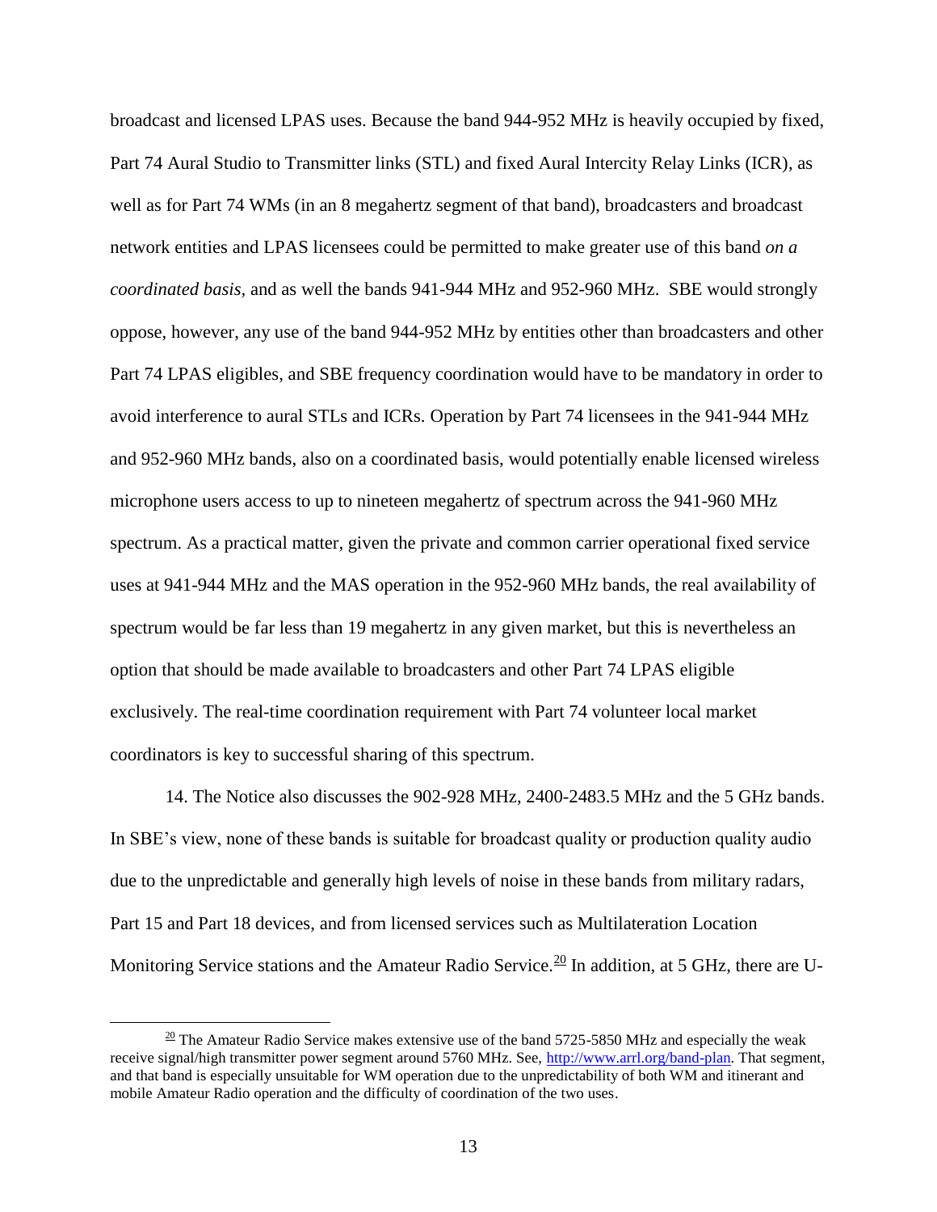broadcast and licensed LPAS uses. Because the band 944-952 MHz is heavily occupied by fixed, Part 74 Aural Studio to Transmitter links (STL) and fixed Aural Intercity Relay Links (ICR), as well as for Part 74 WMs (in an 8 megahertz segment of that band), broadcasters and broadcast network entities and LPAS licensees could be permitted to make greater use of this band *on a coordinated basis,* and as well the bands 941-944 MHz and 952-960 MHz. SBE would strongly oppose, however, any use of the band 944-952 MHz by entities other than broadcasters and other Part 74 LPAS eligibles, and SBE frequency coordination would have to be mandatory in order to avoid interference to aural STLs and ICRs. Operation by Part 74 licensees in the 941-944 MHz and 952-960 MHz bands, also on a coordinated basis, would potentially enable licensed wireless microphone users access to up to nineteen megahertz of spectrum across the 941-960 MHz spectrum. As a practical matter, given the private and common carrier operational fixed service uses at 941-944 MHz and the MAS operation in the 952-960 MHz bands, the real availability of spectrum would be far less than 19 megahertz in any given market, but this is nevertheless an option that should be made available to broadcasters and other Part 74 LPAS eligible exclusively. The real-time coordination requirement with Part 74 volunteer local market coordinators is key to successful sharing of this spectrum.

14. The Notice also discusses the 902-928 MHz, 2400-2483.5 MHz and the 5 GHz bands. In SBE's view, none of these bands is suitable for broadcast quality or production quality audio due to the unpredictable and generally high levels of noise in these bands from military radars, Part 15 and Part 18 devices, and from licensed services such as Multilateration Location Monitoring Service stations and the Amateur Radio Service.[20] In addition, at 5 GHz, there are U-

---

[20] The Amateur Radio Service makes extensive use of the band 5725-5850 MHz and especially the weak receive signal/high transmitter power segment around 5760 MHz. See, http://www.arrl.org/band-plan. That segment, and that band is especially unsuitable for WM operation due to the unpredictability of both WM and itinerant and mobile Amateur Radio operation and the difficulty of coordination of the two uses.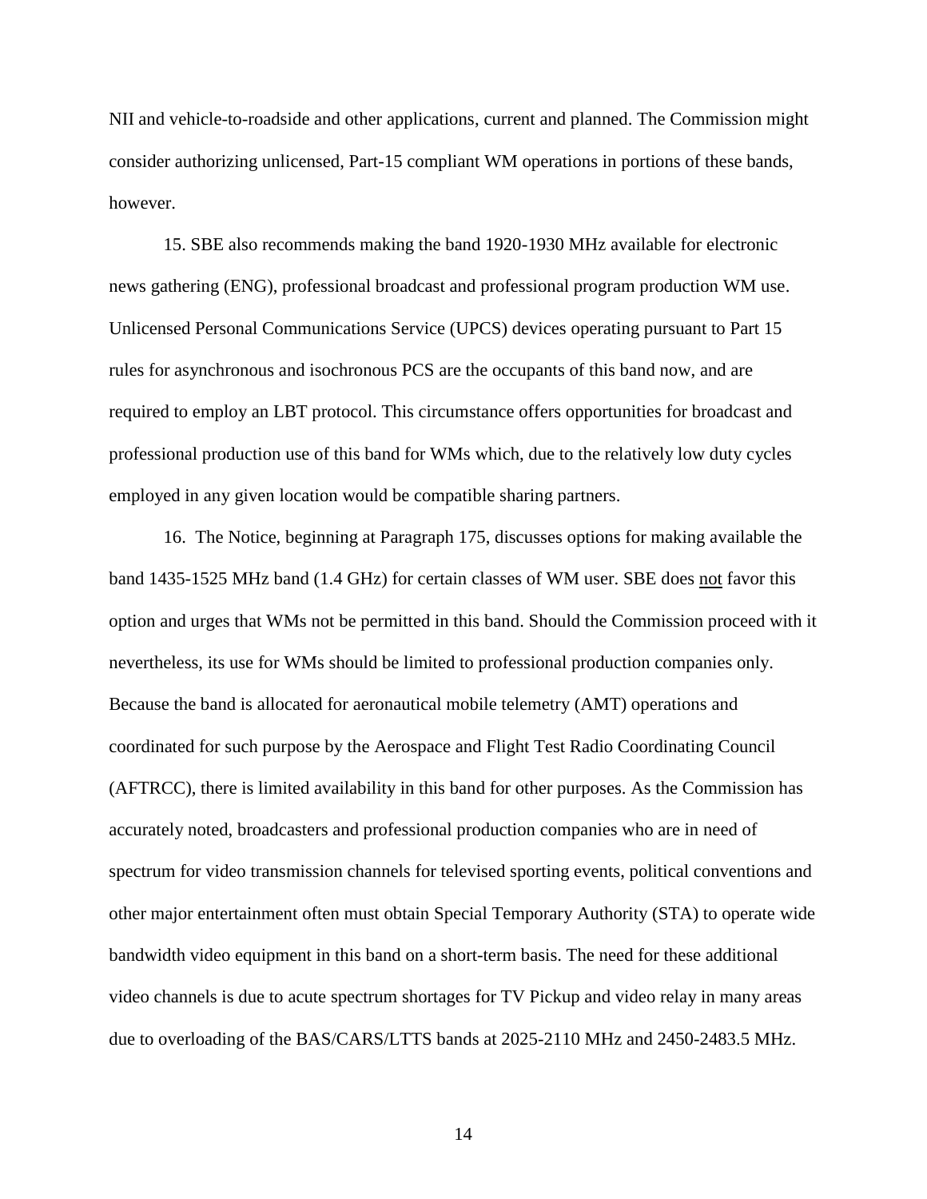NII and vehicle-to-roadside and other applications, current and planned. The Commission might consider authorizing unlicensed, Part-15 compliant WM operations in portions of these bands, however.

15. SBE also recommends making the band 1920-1930 MHz available for electronic news gathering (ENG), professional broadcast and professional program production WM use. Unlicensed Personal Communications Service (UPCS) devices operating pursuant to Part 15 rules for asynchronous and isochronous PCS are the occupants of this band now, and are required to employ an LBT protocol. This circumstance offers opportunities for broadcast and professional production use of this band for WMs which, due to the relatively low duty cycles employed in any given location would be compatible sharing partners.

16. The Notice, beginning at Paragraph 175, discusses options for making available the band 1435-1525 MHz band (1.4 GHz) for certain classes of WM user. SBE does <u>not</u> favor this option and urges that WMs not be permitted in this band. Should the Commission proceed with it nevertheless, its use for WMs should be limited to professional production companies only. Because the band is allocated for aeronautical mobile telemetry (AMT) operations and coordinated for such purpose by the Aerospace and Flight Test Radio Coordinating Council (AFTRCC), there is limited availability in this band for other purposes. As the Commission has accurately noted, broadcasters and professional production companies who are in need of spectrum for video transmission channels for televised sporting events, political conventions and other major entertainment often must obtain Special Temporary Authority (STA) to operate wide bandwidth video equipment in this band on a short-term basis. The need for these additional video channels is due to acute spectrum shortages for TV Pickup and video relay in many areas due to overloading of the BAS/CARS/LTTS bands at 2025-2110 MHz and 2450-2483.5 MHz.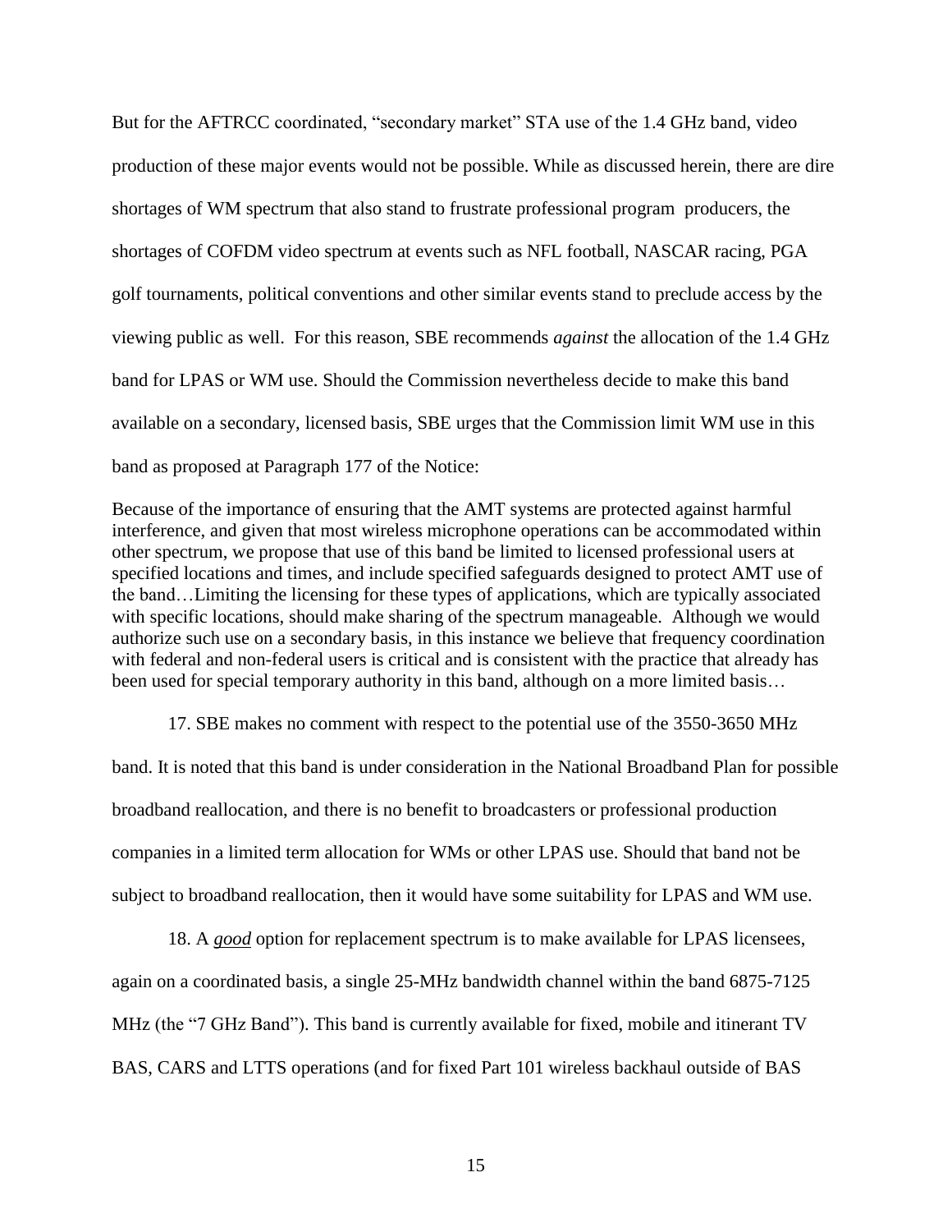But for the AFTRCC coordinated, "secondary market" STA use of the 1.4 GHz band, video production of these major events would not be possible. While as discussed herein, there are dire shortages of WM spectrum that also stand to frustrate professional program producers, the shortages of COFDM video spectrum at events such as NFL football, NASCAR racing, PGA golf tournaments, political conventions and other similar events stand to preclude access by the viewing public as well. For this reason, SBE recommends *against* the allocation of the 1.4 GHz band for LPAS or WM use. Should the Commission nevertheless decide to make this band available on a secondary, licensed basis, SBE urges that the Commission limit WM use in this band as proposed at Paragraph 177 of the Notice:

> Because of the importance of ensuring that the AMT systems are protected against harmful interference, and given that most wireless microphone operations can be accommodated within other spectrum, we propose that use of this band be limited to licensed professional users at specified locations and times, and include specified safeguards designed to protect AMT use of the band…Limiting the licensing for these types of applications, which are typically associated with specific locations, should make sharing of the spectrum manageable. Although we would authorize such use on a secondary basis, in this instance we believe that frequency coordination with federal and non-federal users is critical and is consistent with the practice that already has been used for special temporary authority in this band, although on a more limited basis…

17. SBE makes no comment with respect to the potential use of the 3550-3650 MHz band. It is noted that this band is under consideration in the National Broadband Plan for possible broadband reallocation, and there is no benefit to broadcasters or professional production companies in a limited term allocation for WMs or other LPAS use. Should that band not be subject to broadband reallocation, then it would have some suitability for LPAS and WM use.

18. A ***good*** option for replacement spectrum is to make available for LPAS licensees, again on a coordinated basis, a single 25-MHz bandwidth channel within the band 6875-7125 MHz (the "7 GHz Band"). This band is currently available for fixed, mobile and itinerant TV BAS, CARS and LTTS operations (and for fixed Part 101 wireless backhaul outside of BAS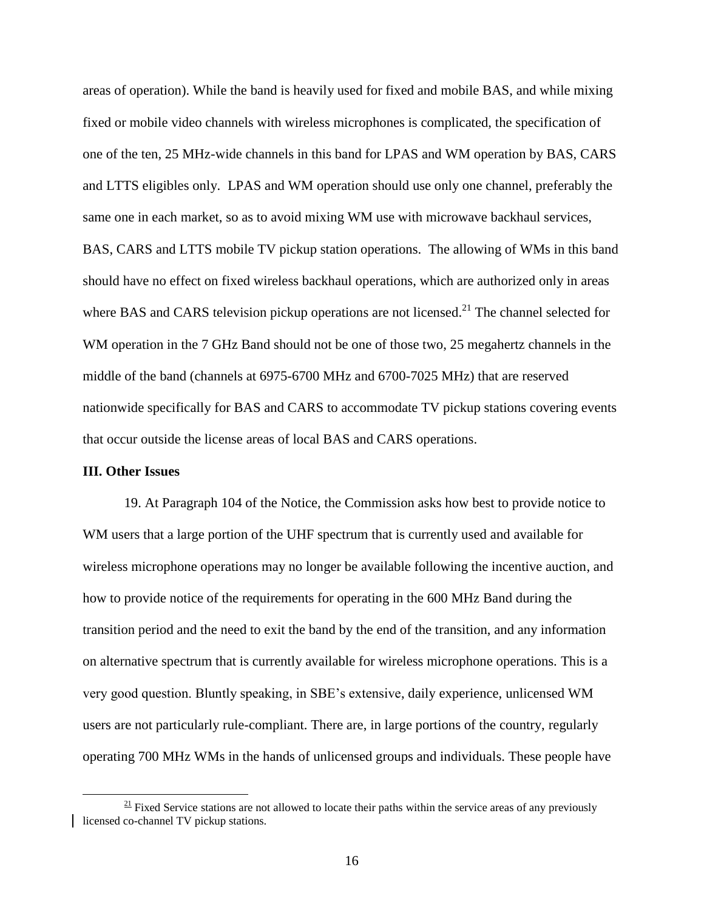areas of operation). While the band is heavily used for fixed and mobile BAS, and while mixing fixed or mobile video channels with wireless microphones is complicated, the specification of one of the ten, 25 MHz-wide channels in this band for LPAS and WM operation by BAS, CARS and LTTS eligibles only. LPAS and WM operation should use only one channel, preferably the same one in each market, so as to avoid mixing WM use with microwave backhaul services, BAS, CARS and LTTS mobile TV pickup station operations. The allowing of WMs in this band should have no effect on fixed wireless backhaul operations, which are authorized only in areas where BAS and CARS television pickup operations are not licensed.[21] The channel selected for WM operation in the 7 GHz Band should not be one of those two, 25 megahertz channels in the middle of the band (channels at 6975-6700 MHz and 6700-7025 MHz) that are reserved nationwide specifically for BAS and CARS to accommodate TV pickup stations covering events that occur outside the license areas of local BAS and CARS operations.

**III. Other Issues**

19. At Paragraph 104 of the Notice, the Commission asks how best to provide notice to WM users that a large portion of the UHF spectrum that is currently used and available for wireless microphone operations may no longer be available following the incentive auction, and how to provide notice of the requirements for operating in the 600 MHz Band during the transition period and the need to exit the band by the end of the transition, and any information on alternative spectrum that is currently available for wireless microphone operations. This is a very good question. Bluntly speaking, in SBE's extensive, daily experience, unlicensed WM users are not particularly rule-compliant. There are, in large portions of the country, regularly operating 700 MHz WMs in the hands of unlicensed groups and individuals. These people have

[21] Fixed Service stations are not allowed to locate their paths within the service areas of any previously licensed co-channel TV pickup stations.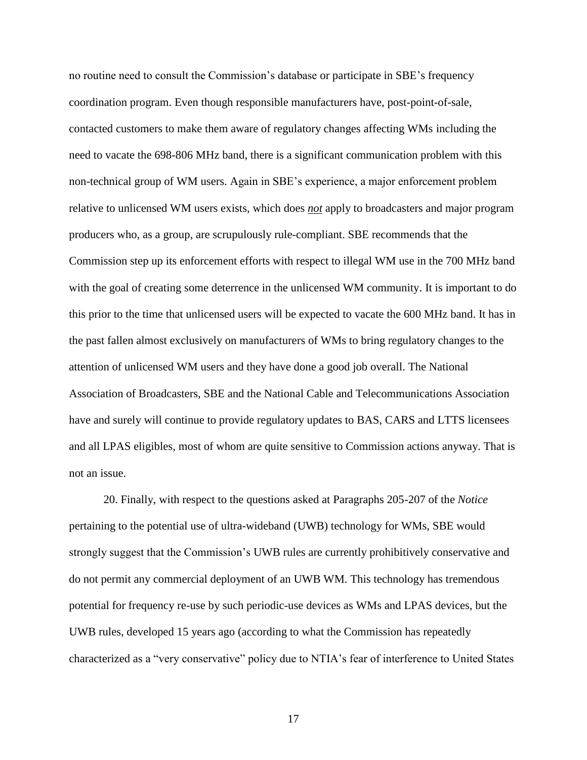no routine need to consult the Commission's database or participate in SBE's frequency coordination program. Even though responsible manufacturers have, post-point-of-sale, contacted customers to make them aware of regulatory changes affecting WMs including the need to vacate the 698-806 MHz band, there is a significant communication problem with this non-technical group of WM users. Again in SBE's experience, a major enforcement problem relative to unlicensed WM users exists, which does ***not*** apply to broadcasters and major program producers who, as a group, are scrupulously rule-compliant. SBE recommends that the Commission step up its enforcement efforts with respect to illegal WM use in the 700 MHz band with the goal of creating some deterrence in the unlicensed WM community. It is important to do this prior to the time that unlicensed users will be expected to vacate the 600 MHz band. It has in the past fallen almost exclusively on manufacturers of WMs to bring regulatory changes to the attention of unlicensed WM users and they have done a good job overall. The National Association of Broadcasters, SBE and the National Cable and Telecommunications Association have and surely will continue to provide regulatory updates to BAS, CARS and LTTS licensees and all LPAS eligibles, most of whom are quite sensitive to Commission actions anyway. That is not an issue.

20. Finally, with respect to the questions asked at Paragraphs 205-207 of the *Notice* pertaining to the potential use of ultra-wideband (UWB) technology for WMs, SBE would strongly suggest that the Commission's UWB rules are currently prohibitively conservative and do not permit any commercial deployment of an UWB WM. This technology has tremendous potential for frequency re-use by such periodic-use devices as WMs and LPAS devices, but the UWB rules, developed 15 years ago (according to what the Commission has repeatedly characterized as a "very conservative" policy due to NTIA's fear of interference to United States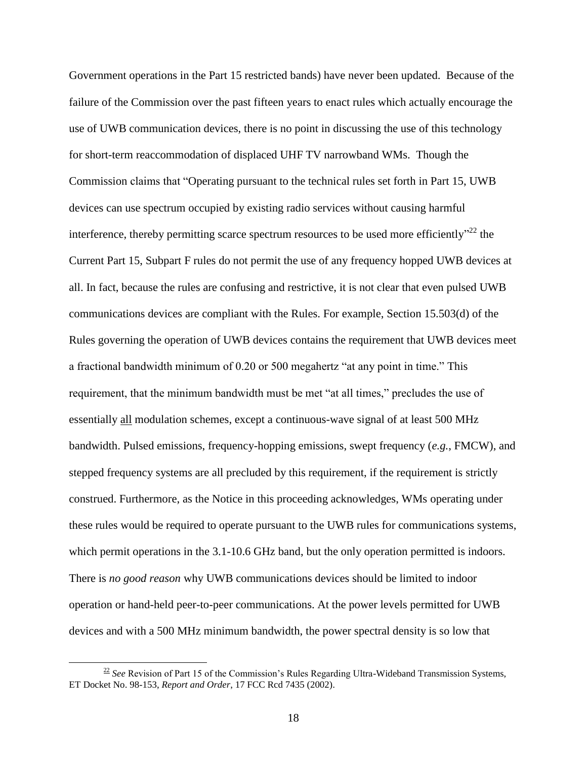Government operations in the Part 15 restricted bands) have never been updated. Because of the failure of the Commission over the past fifteen years to enact rules which actually encourage the use of UWB communication devices, there is no point in discussing the use of this technology for short-term reaccommodation of displaced UHF TV narrowband WMs. Though the Commission claims that "Operating pursuant to the technical rules set forth in Part 15, UWB devices can use spectrum occupied by existing radio services without causing harmful interference, thereby permitting scarce spectrum resources to be used more efficiently"[22] the Current Part 15, Subpart F rules do not permit the use of any frequency hopped UWB devices at all. In fact, because the rules are confusing and restrictive, it is not clear that even pulsed UWB communications devices are compliant with the Rules. For example, Section 15.503(d) of the Rules governing the operation of UWB devices contains the requirement that UWB devices meet a fractional bandwidth minimum of 0.20 or 500 megahertz "at any point in time." This requirement, that the minimum bandwidth must be met "at all times," precludes the use of essentially <u>all</u> modulation schemes, except a continuous-wave signal of at least 500 MHz bandwidth. Pulsed emissions, frequency-hopping emissions, swept frequency (*e.g.*, FMCW), and stepped frequency systems are all precluded by this requirement, if the requirement is strictly construed. Furthermore, as the Notice in this proceeding acknowledges, WMs operating under these rules would be required to operate pursuant to the UWB rules for communications systems, which permit operations in the 3.1-10.6 GHz band, but the only operation permitted is indoors. There is *no good reason* why UWB communications devices should be limited to indoor operation or hand-held peer-to-peer communications. At the power levels permitted for UWB devices and with a 500 MHz minimum bandwidth, the power spectral density is so low that

---

[22] *See* Revision of Part 15 of the Commission's Rules Regarding Ultra-Wideband Transmission Systems, ET Docket No. 98-153, *Report and Order*, 17 FCC Rcd 7435 (2002).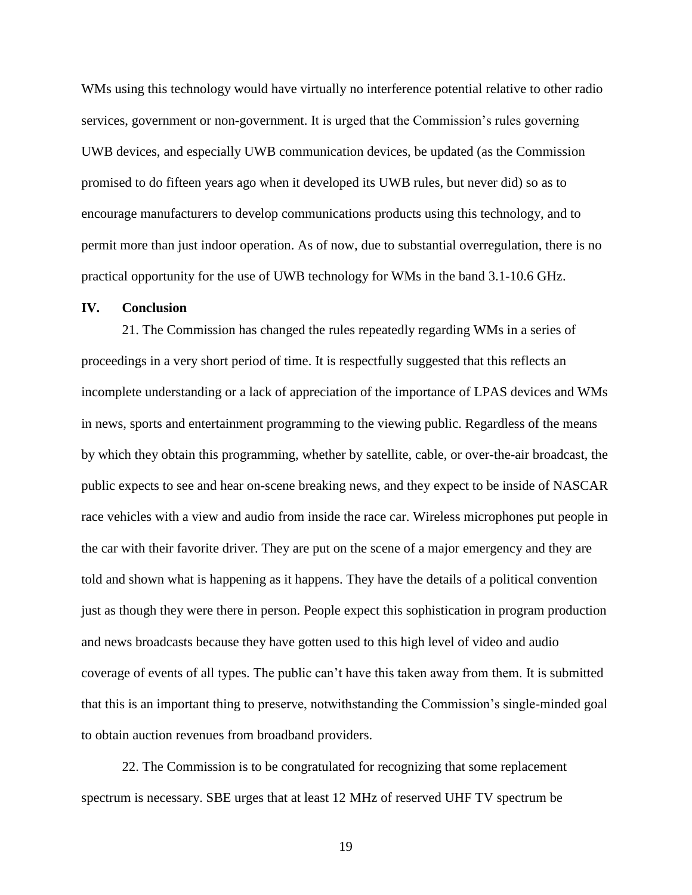WMs using this technology would have virtually no interference potential relative to other radio services, government or non-government. It is urged that the Commission's rules governing UWB devices, and especially UWB communication devices, be updated (as the Commission promised to do fifteen years ago when it developed its UWB rules, but never did) so as to encourage manufacturers to develop communications products using this technology, and to permit more than just indoor operation. As of now, due to substantial overregulation, there is no practical opportunity for the use of UWB technology for WMs in the band 3.1-10.6 GHz.

## IV. Conclusion

21. The Commission has changed the rules repeatedly regarding WMs in a series of proceedings in a very short period of time. It is respectfully suggested that this reflects an incomplete understanding or a lack of appreciation of the importance of LPAS devices and WMs in news, sports and entertainment programming to the viewing public. Regardless of the means by which they obtain this programming, whether by satellite, cable, or over-the-air broadcast, the public expects to see and hear on-scene breaking news, and they expect to be inside of NASCAR race vehicles with a view and audio from inside the race car. Wireless microphones put people in the car with their favorite driver. They are put on the scene of a major emergency and they are told and shown what is happening as it happens. They have the details of a political convention just as though they were there in person. People expect this sophistication in program production and news broadcasts because they have gotten used to this high level of video and audio coverage of events of all types. The public can't have this taken away from them. It is submitted that this is an important thing to preserve, notwithstanding the Commission's single-minded goal to obtain auction revenues from broadband providers.

22. The Commission is to be congratulated for recognizing that some replacement spectrum is necessary. SBE urges that at least 12 MHz of reserved UHF TV spectrum be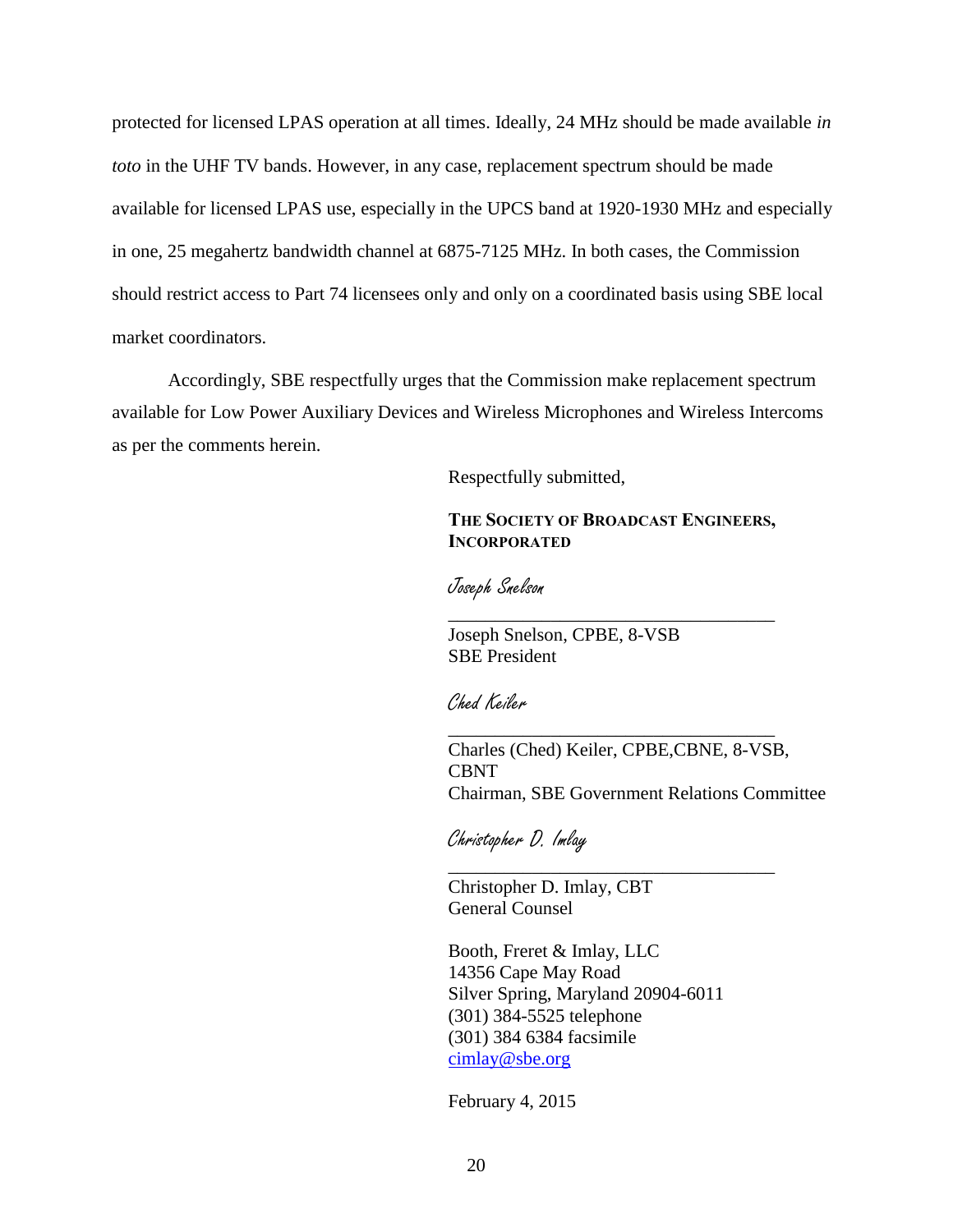protected for licensed LPAS operation at all times. Ideally, 24 MHz should be made available *in toto* in the UHF TV bands. However, in any case, replacement spectrum should be made available for licensed LPAS use, especially in the UPCS band at 1920-1930 MHz and especially in one, 25 megahertz bandwidth channel at 6875-7125 MHz. In both cases, the Commission should restrict access to Part 74 licensees only and only on a coordinated basis using SBE local market coordinators.

Accordingly, SBE respectfully urges that the Commission make replacement spectrum available for Low Power Auxiliary Devices and Wireless Microphones and Wireless Intercoms as per the comments herein.

Respectfully submitted,

**THE SOCIETY OF BROADCAST ENGINEERS, INCORPORATED**

*Joseph Snelson*
\_\_\_\_\_\_\_\_\_\_\_\_\_\_\_\_\_\_\_\_\_\_\_\_\_\_\_\_\_\_\_\_\_\_\_
Joseph Snelson, CPBE, 8-VSB
SBE President

*Ched Keiler*
\_\_\_\_\_\_\_\_\_\_\_\_\_\_\_\_\_\_\_\_\_\_\_\_\_\_\_\_\_\_\_\_\_\_\_
Charles (Ched) Keiler, CPBE,CBNE, 8-VSB, CBNT
Chairman, SBE Government Relations Committee

*Christopher D. Imlay*
\_\_\_\_\_\_\_\_\_\_\_\_\_\_\_\_\_\_\_\_\_\_\_\_\_\_\_\_\_\_\_\_\_\_\_
Christopher D. Imlay, CBT
General Counsel

Booth, Freret & Imlay, LLC
14356 Cape May Road
Silver Spring, Maryland 20904-6011
(301) 384-5525 telephone
(301) 384 6384 facsimile
cimlay@sbe.org

February 4, 2015